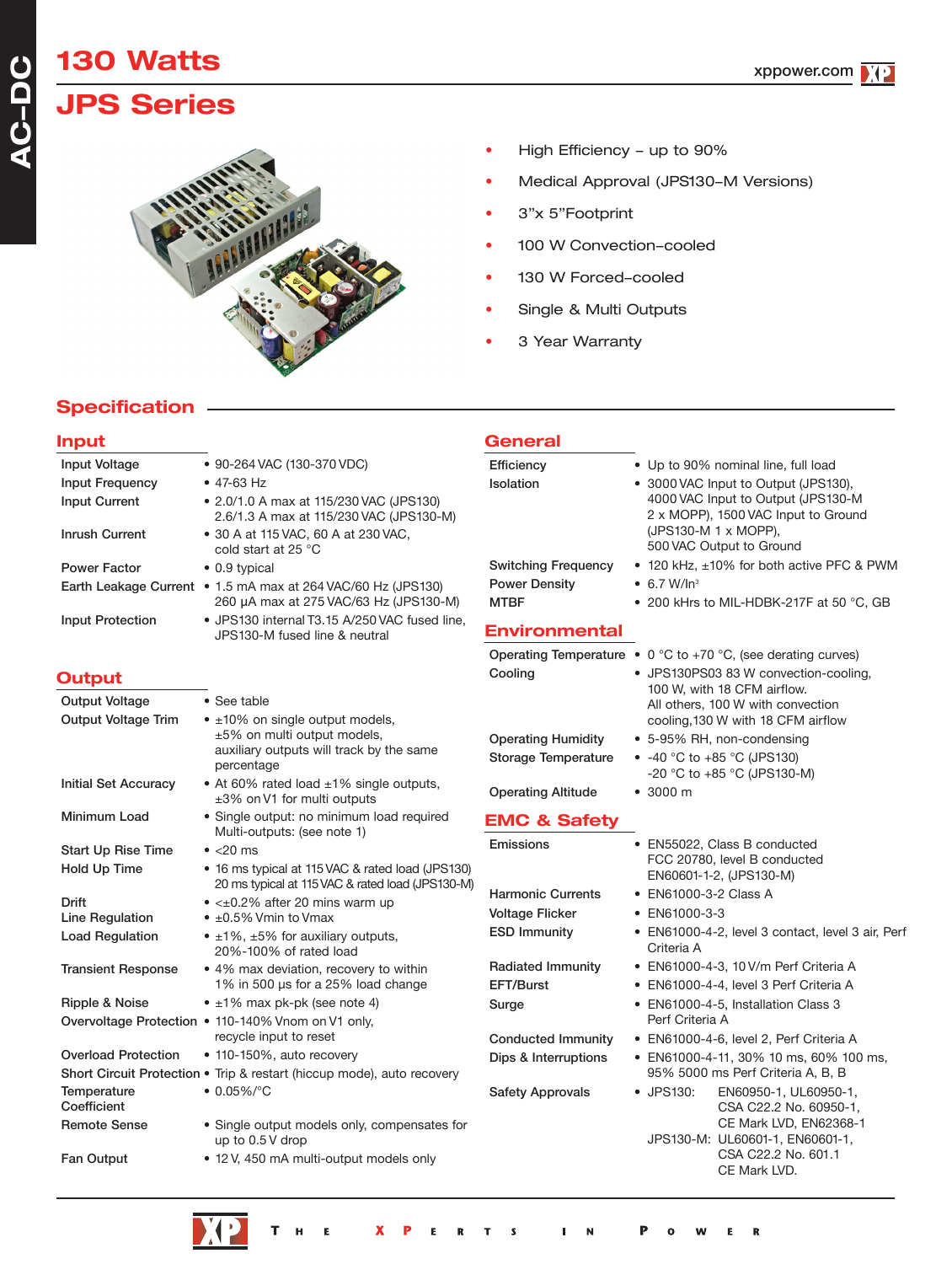# 130 Watts

# JPS Series

- High Efficiency – up to 90%
- Medical Approval (JPS130–M Versions)
- 3"x 5"Footprint
- 100 W Convection–cooled
- 130 W Forced–cooled
- Single & Multi Outputs
- 3 Year Warranty

## Specification

### Input

| | |
|---|---|
| Input Voltage | • 90-264 VAC (130-370 VDC) |
| Input Frequency | • 47-63 Hz |
| Input Current | • 2.0/1.0 A max at 115/230 VAC (JPS130)<br>2.6/1.3 A max at 115/230 VAC (JPS130-M) |
| Inrush Current | • 30 A at 115 VAC, 60 A at 230 VAC, cold start at 25 °C |
| Power Factor | • 0.9 typical |
| Earth Leakage Current | • 1.5 mA max at 264 VAC/60 Hz (JPS130)<br>260 µA max at 275 VAC/63 Hz (JPS130-M) |
| Input Protection | • JPS130 internal T3.15 A/250 VAC fused line, JPS130-M fused line & neutral |

### Output

| | |
|---|---|
| Output Voltage | • See table |
| Output Voltage Trim | • ±10% on single output models, ±5% on multi output models, auxiliary outputs will track by the same percentage |
| Initial Set Accuracy | • At 60% rated load ±1% single outputs, ±3% on V1 for multi outputs |
| Minimum Load | • Single output: no minimum load required<br>Multi-outputs: (see note 1) |
| Start Up Rise Time | • <20 ms |
| Hold Up Time | • 16 ms typical at 115 VAC & rated load (JPS130)<br>20 ms typical at 115 VAC & rated load (JPS130-M) |
| Drift | • <±0.2% after 20 mins warm up |
| Line Regulation | • ±0.5% Vmin to Vmax |
| Load Regulation | • ±1%, ±5% for auxiliary outputs, 20%-100% of rated load |
| Transient Response | • 4% max deviation, recovery to within 1% in 500 µs for a 25% load change |
| Ripple & Noise | • ±1% max pk-pk (see note 4) |
| Overvoltage Protection | • 110-140% Vnom on V1 only, recycle input to reset |
| Overload Protection | • 110-150%, auto recovery |
| Short Circuit Protection | • Trip & restart (hiccup mode), auto recovery |
| Temperature Coefficient | • 0.05%/°C |
| Remote Sense | • Single output models only, compensates for up to 0.5 V drop |
| Fan Output | • 12 V, 450 mA multi-output models only |

### General

| | |
|---|---|
| Efficiency | • Up to 90% nominal line, full load |
| Isolation | • 3000 VAC Input to Output (JPS130), 4000 VAC Input to Output (JPS130-M 2 x MOPP), 1500 VAC Input to Ground (JPS130-M 1 x MOPP), 500 VAC Output to Ground |
| Switching Frequency | • 120 kHz, ±10% for both active PFC & PWM |
| Power Density | • 6.7 W/In$^3$ |
| MTBF | • 200 kHrs to MIL-HDBK-217F at 50 °C, GB |

### Environmental

| | |
|---|---|
| Operating Temperature | • 0 °C to +70 °C, (see derating curves) |
| Cooling | • JPS130PS03 83 W convection-cooling, 100 W, with 18 CFM airflow.<br>All others, 100 W with convection cooling,130 W with 18 CFM airflow |
| Operating Humidity | • 5-95% RH, non-condensing |
| Storage Temperature | • -40 °C to +85 °C (JPS130)<br>-20 °C to +85 °C (JPS130-M) |
| Operating Altitude | • 3000 m |

### EMC & Safety

| | |
|---|---|
| Emissions | • EN55022, Class B conducted<br>FCC 20780, level B conducted<br>EN60601-1-2, (JPS130-M) |
| Harmonic Currents | • EN61000-3-2 Class A |
| Voltage Flicker | • EN61000-3-3 |
| ESD Immunity | • EN61000-4-2, level 3 contact, level 3 air, Perf Criteria A |
| Radiated Immunity | • EN61000-4-3, 10 V/m Perf Criteria A |
| EFT/Burst | • EN61000-4-4, level 3 Perf Criteria A |
| Surge | • EN61000-4-5, Installation Class 3 Perf Criteria A |
| Conducted Immunity | • EN61000-4-6, level 2, Perf Criteria A |
| Dips & Interruptions | • EN61000-4-11, 30% 10 ms, 60% 100 ms, 95% 5000 ms Perf Criteria A, B, B |
| Safety Approvals | • JPS130: EN60950-1, UL60950-1, CSA C22.2 No. 60950-1, CE Mark LVD, EN62368-1<br>JPS130-M: UL60601-1, EN60601-1, CSA C22.2 No. 601.1 CE Mark LVD. |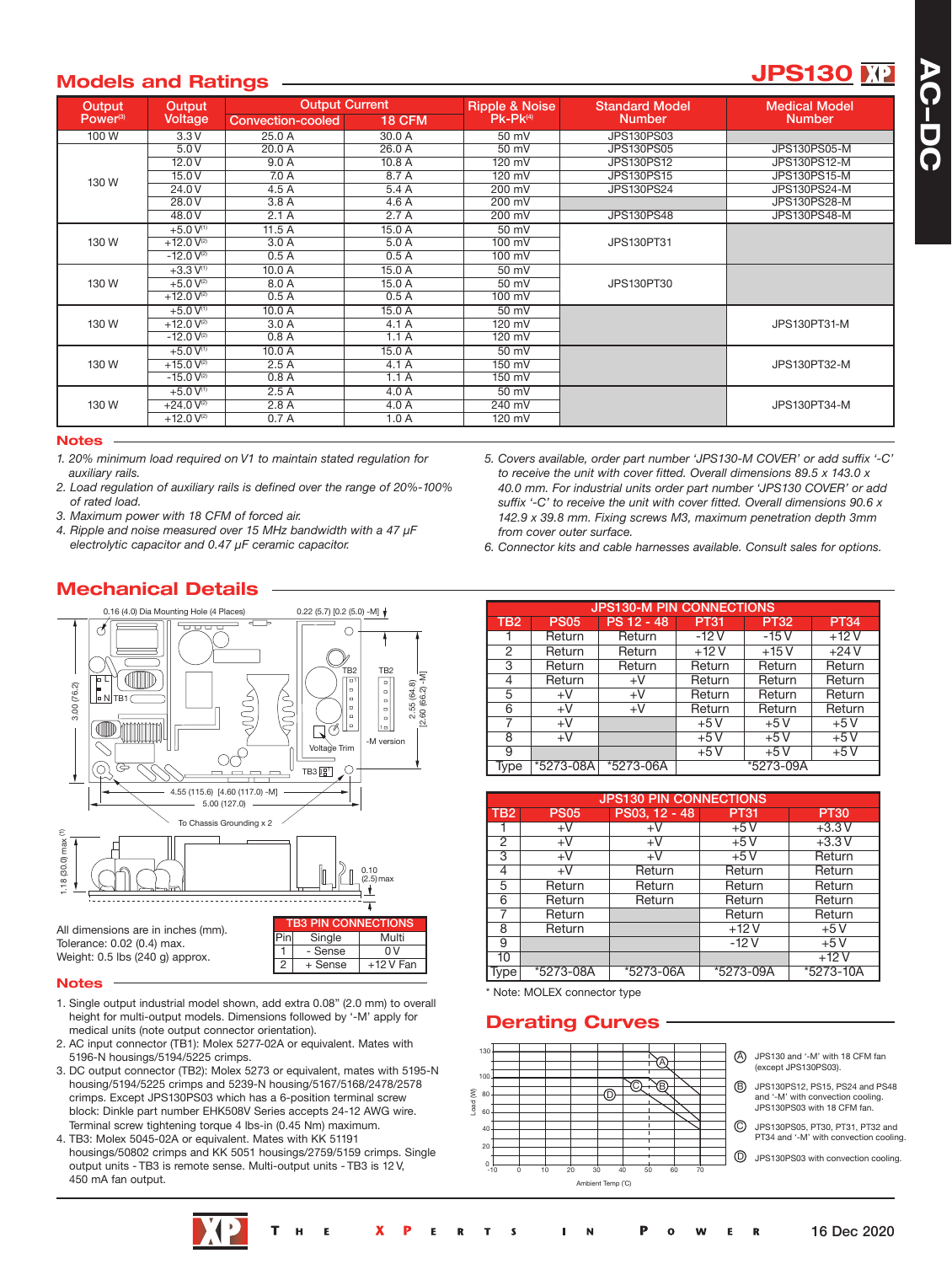## Models and Ratings

**JPS130**

| Output Power[3] | Output Voltage | Output Current Convection-cooled | Output Current 18 CFM | Ripple & Noise Pk-Pk[4] | Standard Model Number | Medical Model Number |
|---|---|---|---|---|---|---|
| 100 W | 3.3 V | 25.0 A | 30.0 A | 50 mV | JPS130PS03 | |
| 130 W | 5.0 V | 20.0 A | 26.0 A | 50 mV | JPS130PS05 | JPS130PS05-M |
| | 12.0 V | 9.0 A | 10.8 A | 120 mV | JPS130PS12 | JPS130PS12-M |
| | 15.0 V | 7.0 A | 8.7 A | 120 mV | JPS130PS15 | JPS130PS15-M |
| | 24.0 V | 4.5 A | 5.4 A | 200 mV | JPS130PS24 | JPS130PS24-M |
| | 28.0 V | 3.8 A | 4.6 A | 200 mV | | JPS130PS28-M |
| | 48.0 V | 2.1 A | 2.7 A | 200 mV | JPS130PS48 | JPS130PS48-M |
| 130 W | +5.0 V[1] | 11.5 A | 15.0 A | 50 mV | JPS130PT31 | |
| | +12.0 V[2] | 3.0 A | 5.0 A | 100 mV | | |
| | -12.0 V[2] | 0.5 A | 0.5 A | 100 mV | | |
| 130 W | +3.3 V[1] | 10.0 A | 15.0 A | 50 mV | JPS130PT30 | |
| | +5.0 V[2] | 8.0 A | 15.0 A | 50 mV | | |
| | +12.0 V[2] | 0.5 A | 0.5 A | 100 mV | | |
| 130 W | +5.0 V[1] | 10.0 A | 15.0 A | 50 mV | | JPS130PT31-M |
| | +12.0 V[2] | 3.0 A | 4.1 A | 120 mV | | |
| | -12.0 V[2] | 0.8 A | 1.1 A | 120 mV | | |
| 130 W | +5.0 V[1] | 10.0 A | 15.0 A | 50 mV | | JPS130PT32-M |
| | +15.0 V[2] | 2.5 A | 4.1 A | 150 mV | | |
| | -15.0 V[2] | 0.8 A | 1.1 A | 150 mV | | |
| 130 W | +5.0 V[1] | 2.5 A | 4.0 A | 50 mV | | JPS130PT34-M |
| | +24.0 V[2] | 2.8 A | 4.0 A | 240 mV | | |
| | +12.0 V[2] | 0.7 A | 1.0 A | 120 mV | | |

### Notes

1. 20% minimum load required on V1 to maintain stated regulation for auxiliary rails.
2. Load regulation of auxiliary rails is defined over the range of 20%-100% of rated load.
3. Maximum power with 18 CFM of forced air.
4. Ripple and noise measured over 15 MHz bandwidth with a 47 µF electrolytic capacitor and 0.47 µF ceramic capacitor.
5. Covers available, order part number 'JPS130-M COVER' or add suffix '-C' to receive the unit with cover fitted. Overall dimensions 89.5 x 143.0 x 40.0 mm. For industrial units order part number 'JPS130 COVER' or add suffix '-C' to receive the unit with cover fitted. Overall dimensions 90.6 x 142.9 x 39.8 mm. Fixing screws M3, maximum penetration depth 3mm from cover outer surface.
6. Connector kits and cable harnesses available. Consult sales for options.

## Mechanical Details

0.16 (4.0) Dia Mounting Hole (4 Places)
0.22 (5.7) [0.2 (5.0) -M]
3.00 (76.2)
L
N TB1
TB2
TB2
2.55 (64.8) [2.60 (66.2) -M]
-M version
Voltage Trim
TB3
4.55 (115.6) [4.60 (117.0) -M]
5.00 (127.0)
To Chassis Grounding x 2
1.18 (30.0) max (1)
0.10 (2.5) max

All dimensions are in inches (mm).
Tolerance: 0.02 (0.4) max.
Weight: 0.5 lbs (240 g) approx.

| TB3 PIN CONNECTIONS | | |
|---|---|---|
| Pin | Single | Multi |
| 1 | - Sense | 0 V |
| 2 | + Sense | +12 V Fan |

### Notes

1. Single output industrial model shown, add extra 0.08" (2.0 mm) to overall height for multi-output models. Dimensions followed by '-M' apply for medical units (note output connector orientation).
2. AC input connector (TB1): Molex 5273 or equivalent. Mates with 5196-N housings/5194/5225 crimps.
3. DC output connector (TB2): Molex 5273 or equivalent, mates with 5195-N housing/5194/5225 crimps and 5239-N housings/5167/5168/2478/2578 crimps. Except JPS130PS03 which has a 6-position terminal screw block: Dinkle part number EHK508V Series accepts 22-12 AWG wire. Terminal screw tightening torque 4 lbs-in (0.45 Nm) maximum.
4. TB3: Molex 5045-02A or equivalent. Mates with KK 51191 housings/50802 crimps and KK 5051 housings/2759/5159 crimps. Single output units - TB3 is remote sense. Multi-output units - TB3 is 12 V, 450 mA fan output.

| JPS130-M PIN CONNECTIONS | | | | | |
|---|---|---|---|---|---|
| TB2 | PS05 | PS 12 - 48 | PT31 | PT32 | PT34 |
| 1 | Return | Return | -12 V | -15 V | +12 V |
| 2 | Return | Return | +12 V | +15 V | +24 V |
| 3 | Return | Return | Return | Return | Return |
| 4 | Return | +V | Return | Return | Return |
| 5 | +V | +V | Return | Return | Return |
| 6 | +V | +V | Return | Return | Return |
| 7 | +V | | +5 V | +5 V | +5 V |
| 8 | +V | | +5 V | +5 V | +5 V |
| 9 | | | +5 V | +5 V | +5 V |
| Type | *5273-08A | *5273-06A | *5273-09A | | |

| JPS130 PIN CONNECTIONS | | | | |
|---|---|---|---|---|
| TB2 | PS05 | PS03, 12 - 48 | PT31 | PT30 |
| 1 | +V | +V | +5 V | +3.3 V |
| 2 | +V | +V | +5 V | +3.3 V |
| 3 | +V | +V | +5 V | Return |
| 4 | +V | Return | Return | Return |
| 5 | Return | Return | Return | Return |
| 6 | Return | Return | Return | Return |
| 7 | Return | | Return | Return |
| 8 | Return | | +12 V | +5 V |
| 9 | | | -12 V | +5 V |
| 10 | | | | +12 V |
| Type | *5273-08A | *5273-06A | *5273-09A | *5273-10A |

\* Note: MOLEX connector type

## Derating Curves

Load (W)
130
100
80
60
40
20
0
-10 0 10 20 30 40 50 60 70
Ambient Temp (°C)

Ⓐ JPS130 and '-M' with 18 CFM fan (except JPS130PS03).

Ⓑ JPS130PS12, PS15, PS24 and PS48 and '-M' with convection cooling. JPS130PS03 with 18 CFM fan.

Ⓒ JPS130PS05, PT30, PT31, PT32 and PT34 and '-M' with convection cooling.

Ⓓ JPS130PS03 with convection cooling.